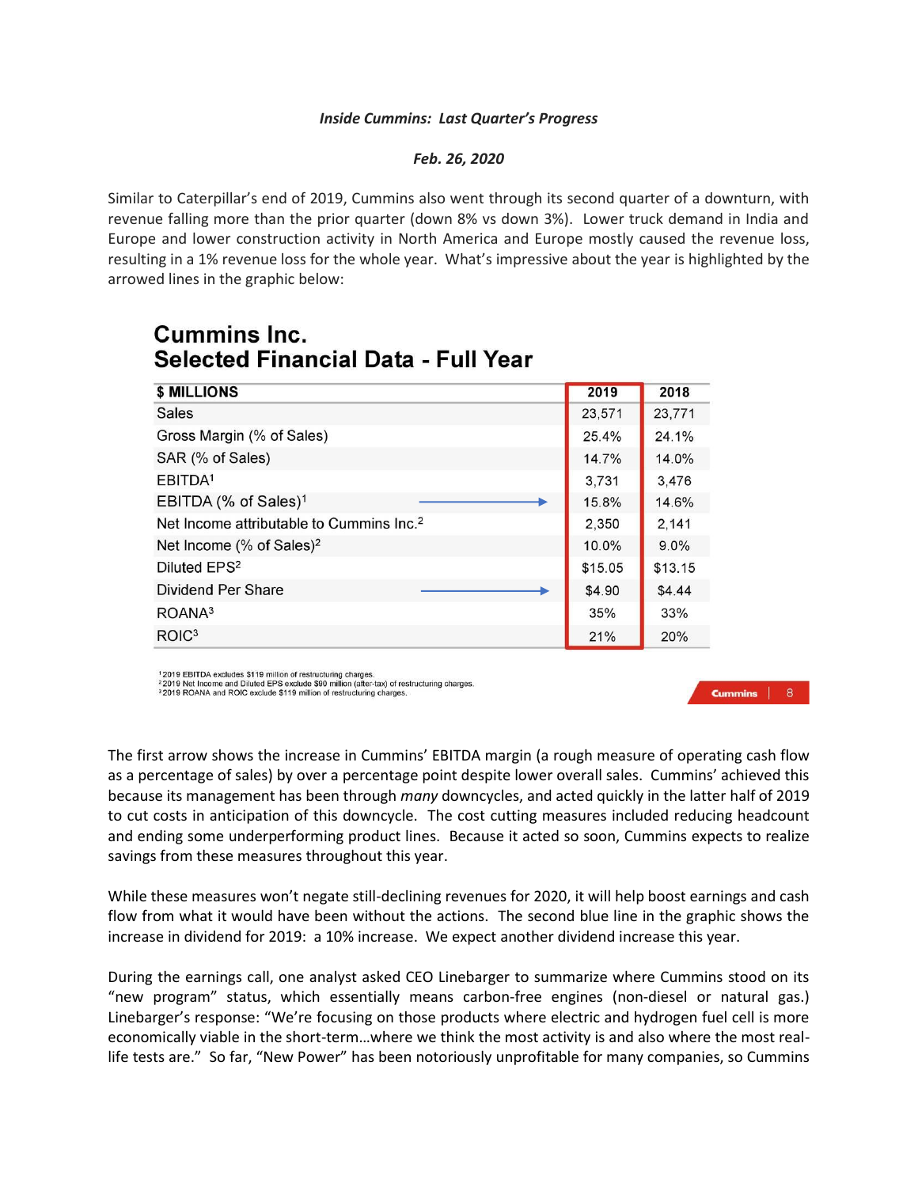*Inside Cummins: Last Quarter's Progress*

*Feb. 26, 2020*

Similar to Caterpillar's end of 2019, Cummins also went through its second quarter of a downturn, with revenue falling more than the prior quarter (down 8% vs down 3%). Lower truck demand in India and Europe and lower construction activity in North America and Europe mostly caused the revenue loss, resulting in a 1% revenue loss for the whole year. What's impressive about the year is highlighted by the arrowed lines in the graphic below:

## Cummins Inc.
## Selected Financial Data - Full Year

| $ MILLIONS | 2019 | 2018 |
|---|---|---|
| Sales | 23,571 | 23,771 |
| Gross Margin (% of Sales) | 25.4% | 24.1% |
| SAR (% of Sales) | 14.7% | 14.0% |
| EBITDA[1] | 3,731 | 3,476 |
| EBITDA (% of Sales)[1] → | 15.8% | 14.6% |
| Net Income attributable to Cummins Inc.[2] | 2,350 | 2,141 |
| Net Income (% of Sales)[2] | 10.0% | 9.0% |
| Diluted EPS[2] | $15.05 | $13.15 |
| Dividend Per Share → | $4.90 | $4.44 |
| ROANA[3] | 35% | 33% |
| ROIC[3] | 21% | 20% |

[1] 2019 EBITDA excludes $119 million of restructuring charges.
[2] 2019 Net Income and Diluted EPS exclude $90 million (after-tax) of restructuring charges.
[3] 2019 ROANA and ROIC exclude $119 million of restructuring charges.

The first arrow shows the increase in Cummins' EBITDA margin (a rough measure of operating cash flow as a percentage of sales) by over a percentage point despite lower overall sales. Cummins' achieved this because its management has been through *many* downcycles, and acted quickly in the latter half of 2019 to cut costs in anticipation of this downcycle. The cost cutting measures included reducing headcount and ending some underperforming product lines. Because it acted so soon, Cummins expects to realize savings from these measures throughout this year.

While these measures won't negate still-declining revenues for 2020, it will help boost earnings and cash flow from what it would have been without the actions. The second blue line in the graphic shows the increase in dividend for 2019: a 10% increase. We expect another dividend increase this year.

During the earnings call, one analyst asked CEO Linebarger to summarize where Cummins stood on its "new program" status, which essentially means carbon-free engines (non-diesel or natural gas.) Linebarger's response: "We're focusing on those products where electric and hydrogen fuel cell is more economically viable in the short-term…where we think the most activity is and also where the most real-life tests are." So far, "New Power" has been notoriously unprofitable for many companies, so Cummins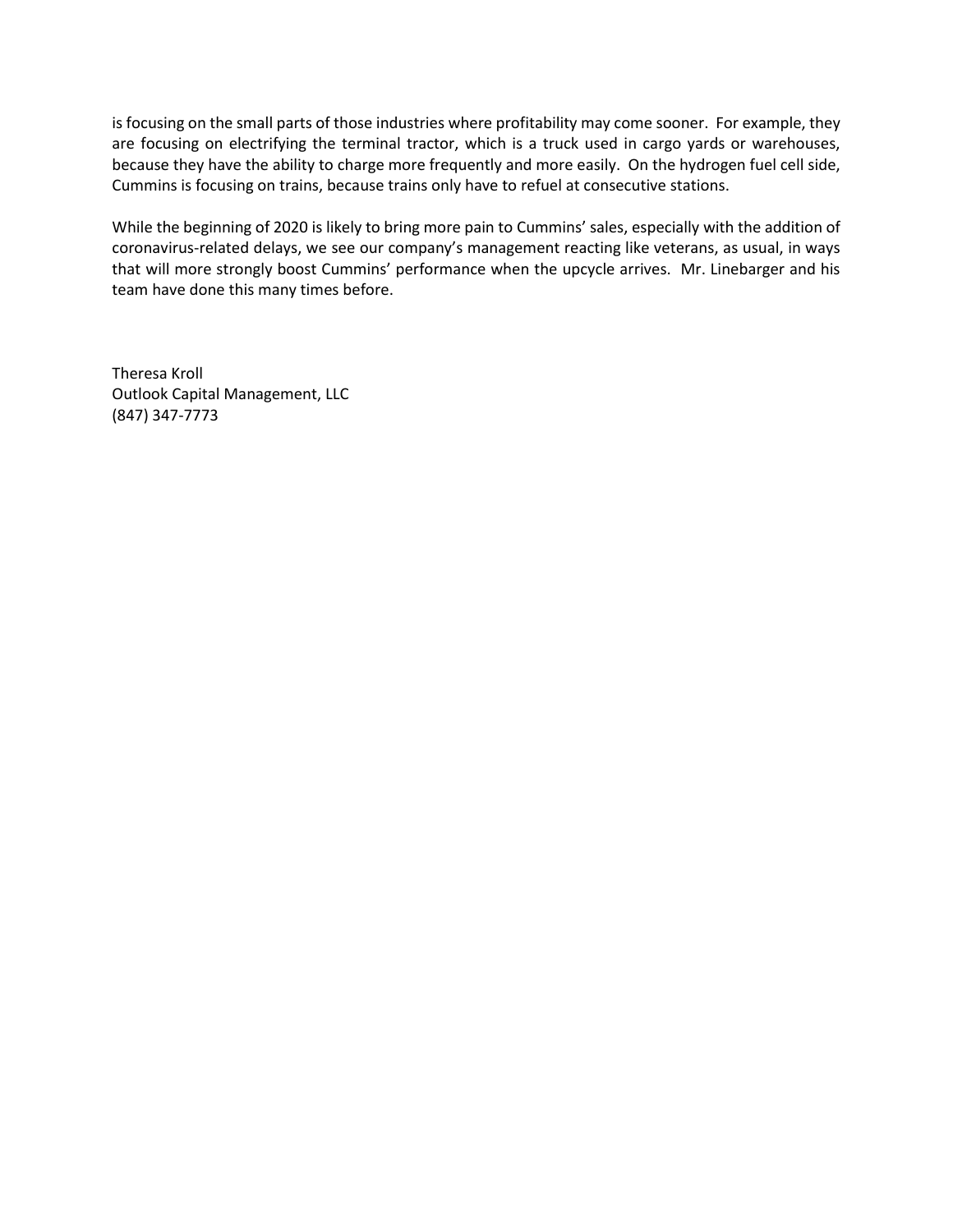is focusing on the small parts of those industries where profitability may come sooner. For example, they are focusing on electrifying the terminal tractor, which is a truck used in cargo yards or warehouses, because they have the ability to charge more frequently and more easily. On the hydrogen fuel cell side, Cummins is focusing on trains, because trains only have to refuel at consecutive stations.

While the beginning of 2020 is likely to bring more pain to Cummins' sales, especially with the addition of coronavirus-related delays, we see our company's management reacting like veterans, as usual, in ways that will more strongly boost Cummins' performance when the upcycle arrives. Mr. Linebarger and his team have done this many times before.

Theresa Kroll
Outlook Capital Management, LLC
(847) 347-7773